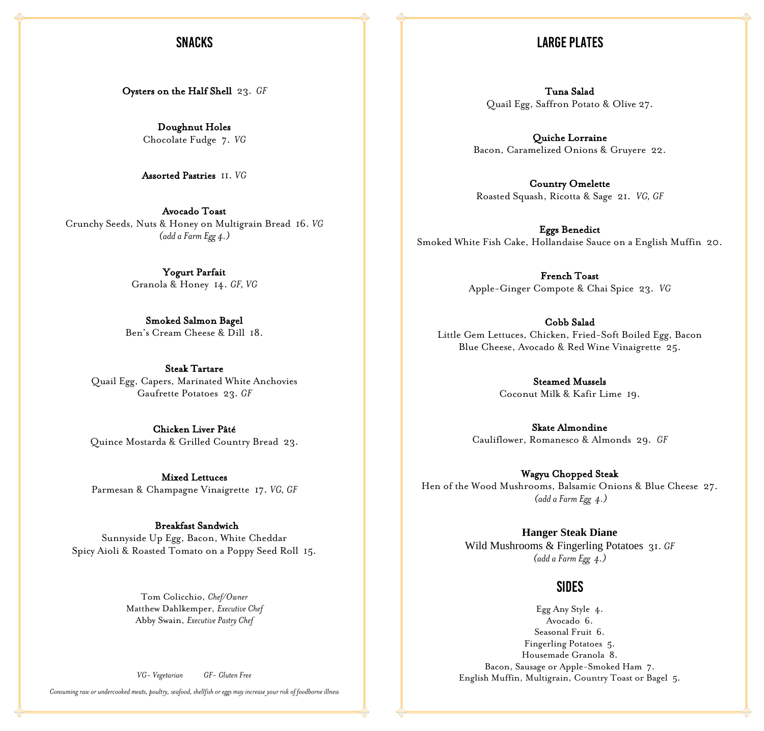## SNACKS

**Oysters on the Half Shell** 23. *GF*

**Doughnut Holes**
Chocolate Fudge 7. *VG*

**Assorted Pastries** 11. *VG*

**Avocado Toast**
Crunchy Seeds, Nuts & Honey on Multigrain Bread 16. *VG*
*(add a Farm Egg 4.)*

**Yogurt Parfait**
Granola & Honey 14. *GF, VG*

**Smoked Salmon Bagel**
Ben's Cream Cheese & Dill 18.

**Steak Tartare**
Quail Egg, Capers, Marinated White Anchovies
Gaufrette Potatoes 23. *GF*

**Chicken Liver Pâté**
Quince Mostarda & Grilled Country Bread 23.

**Mixed Lettuces**
Parmesan & Champagne Vinaigrette 17. *VG, GF*

**Breakfast Sandwich**
Sunnyside Up Egg, Bacon, White Cheddar
Spicy Aioli & Roasted Tomato on a Poppy Seed Roll 15.

Tom Colicchio, *Chef/Owner*
Matthew Dahlkemper, *Executive Chef*
Abby Swain, *Executive Pastry Chef*

*VG- Vegetarian* *GF- Gluten Free*

*Consuming raw or undercooked meats, poultry, seafood, shellfish or eggs may increase your risk of foodborne illness*

## LARGE PLATES

**Tuna Salad**
Quail Egg, Saffron Potato & Olive 27.

**Quiche Lorraine**
Bacon, Caramelized Onions & Gruyere 22.

**Country Omelette**
Roasted Squash, Ricotta & Sage 21. *VG, GF*

**Eggs Benedict**
Smoked White Fish Cake, Hollandaise Sauce on a English Muffin 20.

**French Toast**
Apple-Ginger Compote & Chai Spice 23. *VG*

**Cobb Salad**
Little Gem Lettuces, Chicken, Fried-Soft Boiled Egg, Bacon
Blue Cheese, Avocado & Red Wine Vinaigrette 25.

**Steamed Mussels**
Coconut Milk & Kafir Lime 19.

**Skate Almondine**
Cauliflower, Romanesco & Almonds 29. *GF*

**Wagyu Chopped Steak**
Hen of the Wood Mushrooms, Balsamic Onions & Blue Cheese 27.
*(add a Farm Egg 4.)*

**Hanger Steak Diane**
Wild Mushrooms & Fingerling Potatoes 31. *GF*
*(add a Farm Egg 4.)*

## SIDES

Egg Any Style 4.
Avocado 6.
Seasonal Fruit 6.
Fingerling Potatoes 5.
Housemade Granola 8.
Bacon, Sausage or Apple-Smoked Ham 7.
English Muffin, Multigrain, Country Toast or Bagel 5.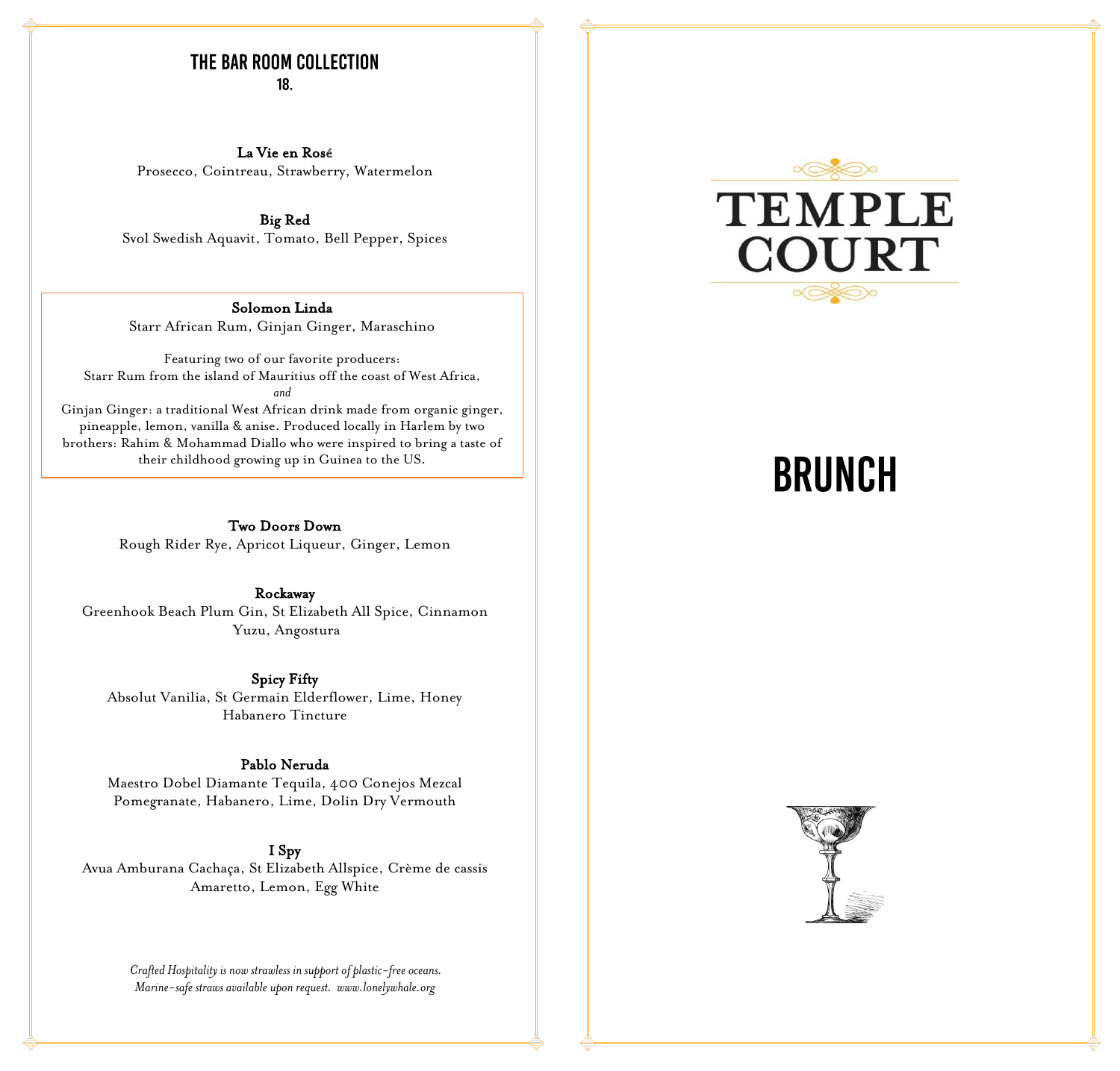## THE BAR ROOM COLLECTION
**18.**

**La Vie en Rosé**
Prosecco, Cointreau, Strawberry, Watermelon

**Big Red**
Svol Swedish Aquavit, Tomato, Bell Pepper, Spices

**Solomon Linda**
Starr African Rum, Ginjan Ginger, Maraschino

Featuring two of our favorite producers:
Starr Rum from the island of Mauritius off the coast of West Africa,
*and*
Ginjan Ginger: a traditional West African drink made from organic ginger, pineapple, lemon, vanilla & anise. Produced locally in Harlem by two brothers: Rahim & Mohammad Diallo who were inspired to bring a taste of their childhood growing up in Guinea to the US.

**Two Doors Down**
Rough Rider Rye, Apricot Liqueur, Ginger, Lemon

**Rockaway**
Greenhook Beach Plum Gin, St Elizabeth All Spice, Cinnamon
Yuzu, Angostura

**Spicy Fifty**
Absolut Vanilia, St Germain Elderflower, Lime, Honey
Habanero Tincture

**Pablo Neruda**
Maestro Dobel Diamante Tequila, 400 Conejos Mezcal
Pomegranate, Habanero, Lime, Dolin Dry Vermouth

**I Spy**
Avua Amburana Cachaça, St Elizabeth Allspice, Crème de cassis
Amaretto, Lemon, Egg White

*Crafted Hospitality is now strawless in support of plastic-free oceans.*
*Marine-safe straws available upon request. www.lonelywhale.org*

# TEMPLE COURT

# BRUNCH